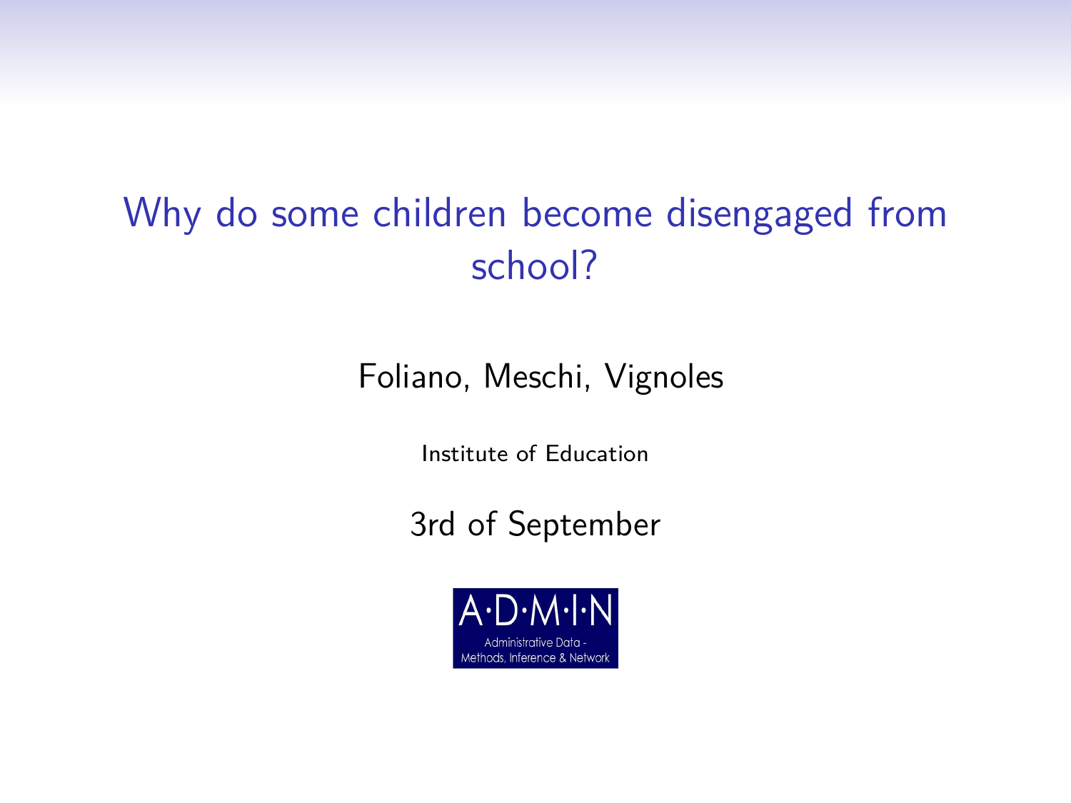# Why do some children become disengaged from school?

Foliano, Meschi, Vignoles

Institute of Education

3rd of September

A·D·M·I·N

Administrative Data - Methods, Inference & Network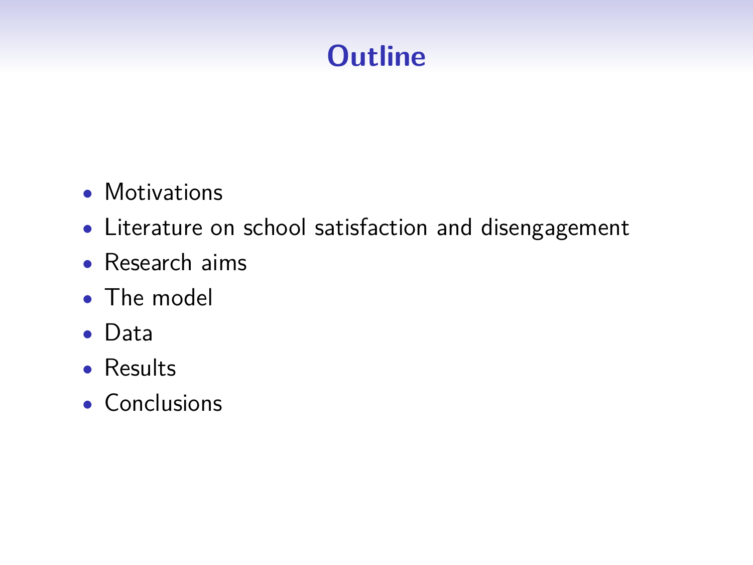# Outline

- Motivations
- Literature on school satisfaction and disengagement
- Research aims
- The model
- Data
- Results
- Conclusions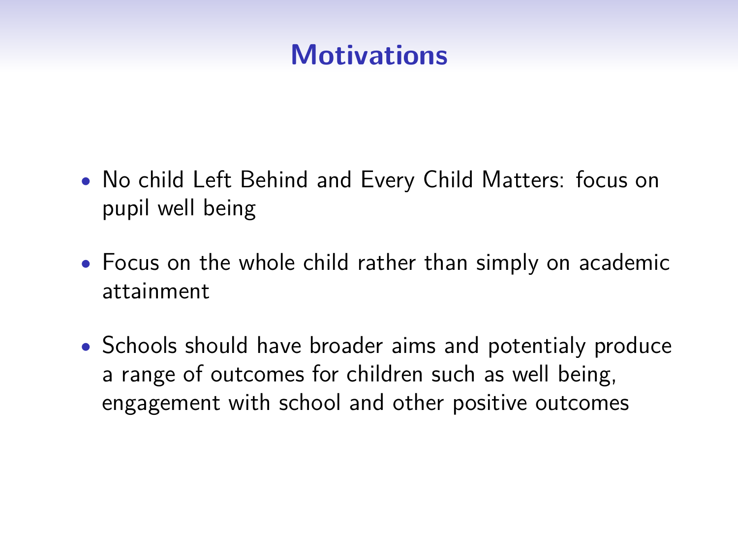# Motivations

- No child Left Behind and Every Child Matters: focus on pupil well being
- Focus on the whole child rather than simply on academic attainment
- Schools should have broader aims and potentialy produce a range of outcomes for children such as well being, engagement with school and other positive outcomes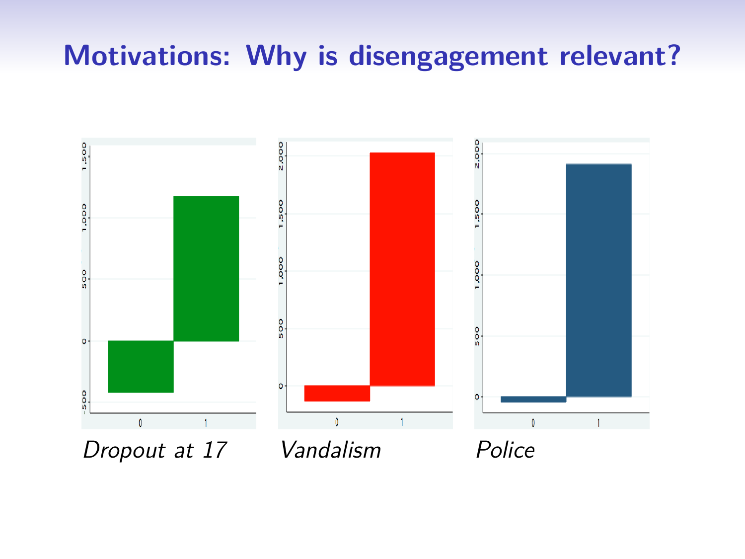# Motivations: Why is disengagement relevant?

*Dropout at 17* *Vandalism* *Police*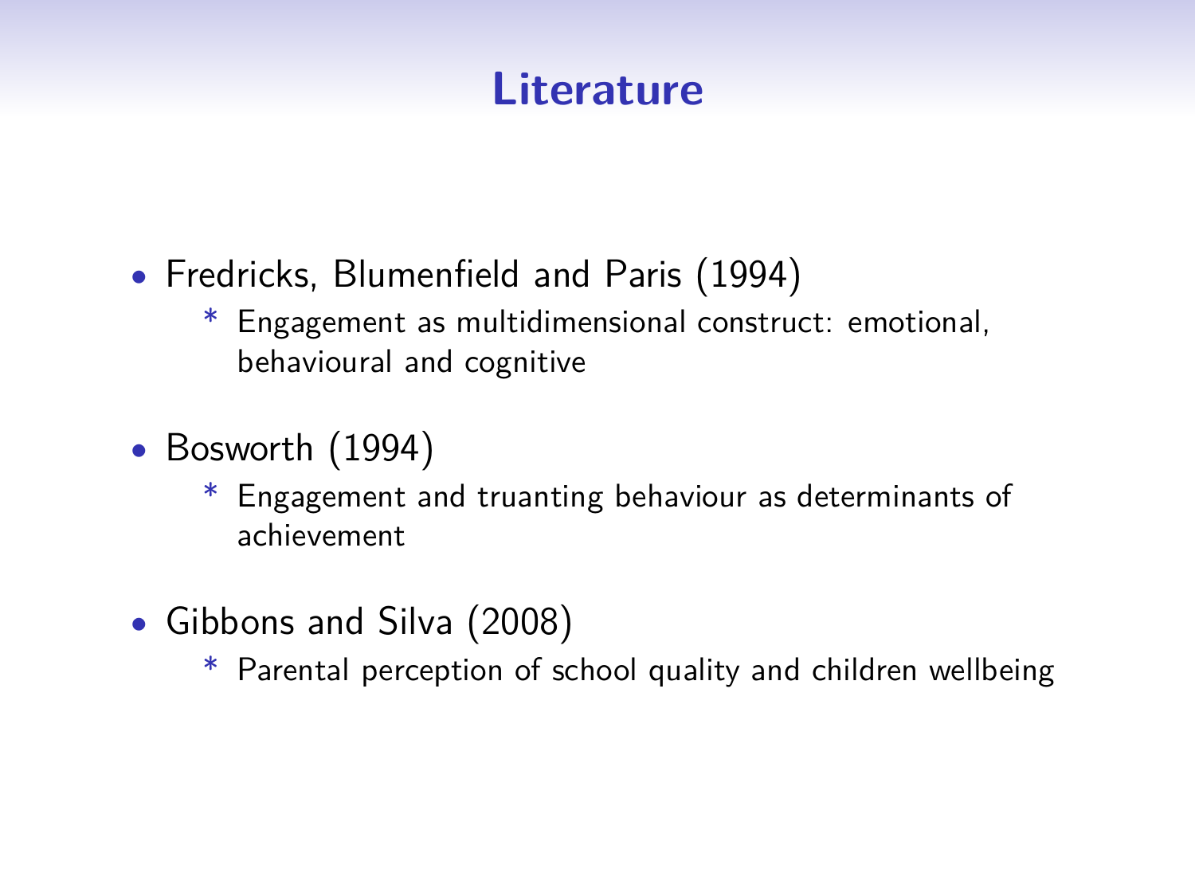# Literature

- Fredricks, Blumenfield and Paris (1994)
  - * Engagement as multidimensional construct: emotional, behavioural and cognitive
- Bosworth (1994)
  - * Engagement and truanting behaviour as determinants of achievement
- Gibbons and Silva (2008)
  - * Parental perception of school quality and children wellbeing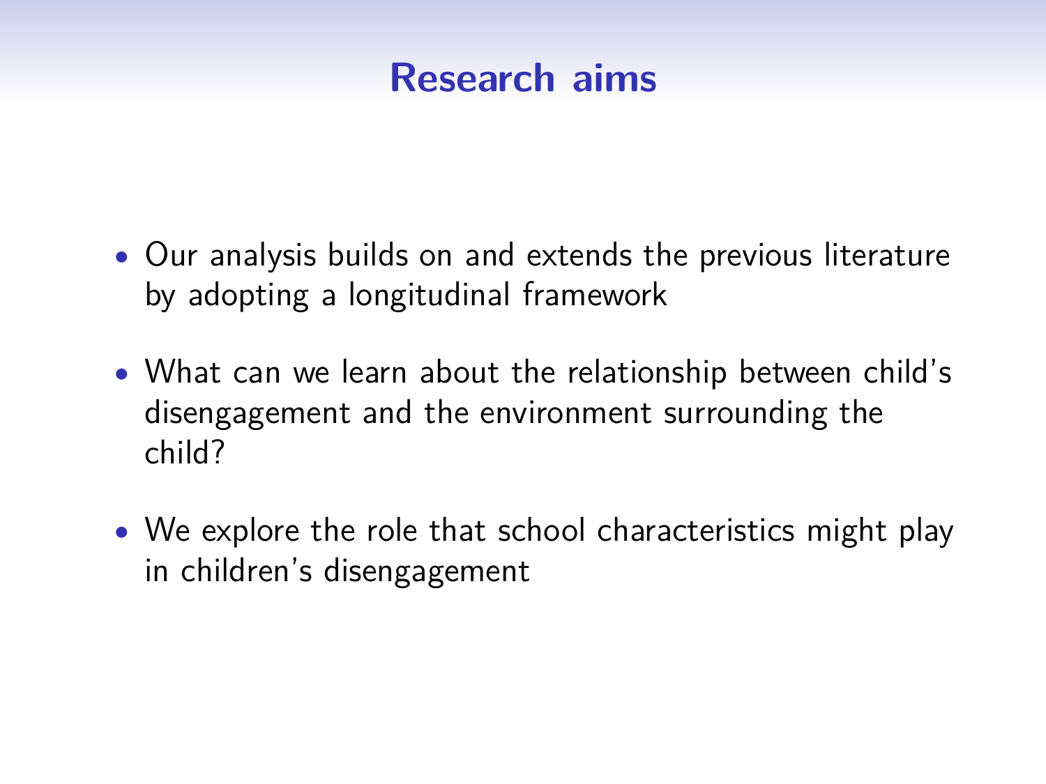# Research aims

- Our analysis builds on and extends the previous literature by adopting a longitudinal framework
- What can we learn about the relationship between child's disengagement and the environment surrounding the child?
- We explore the role that school characteristics might play in children's disengagement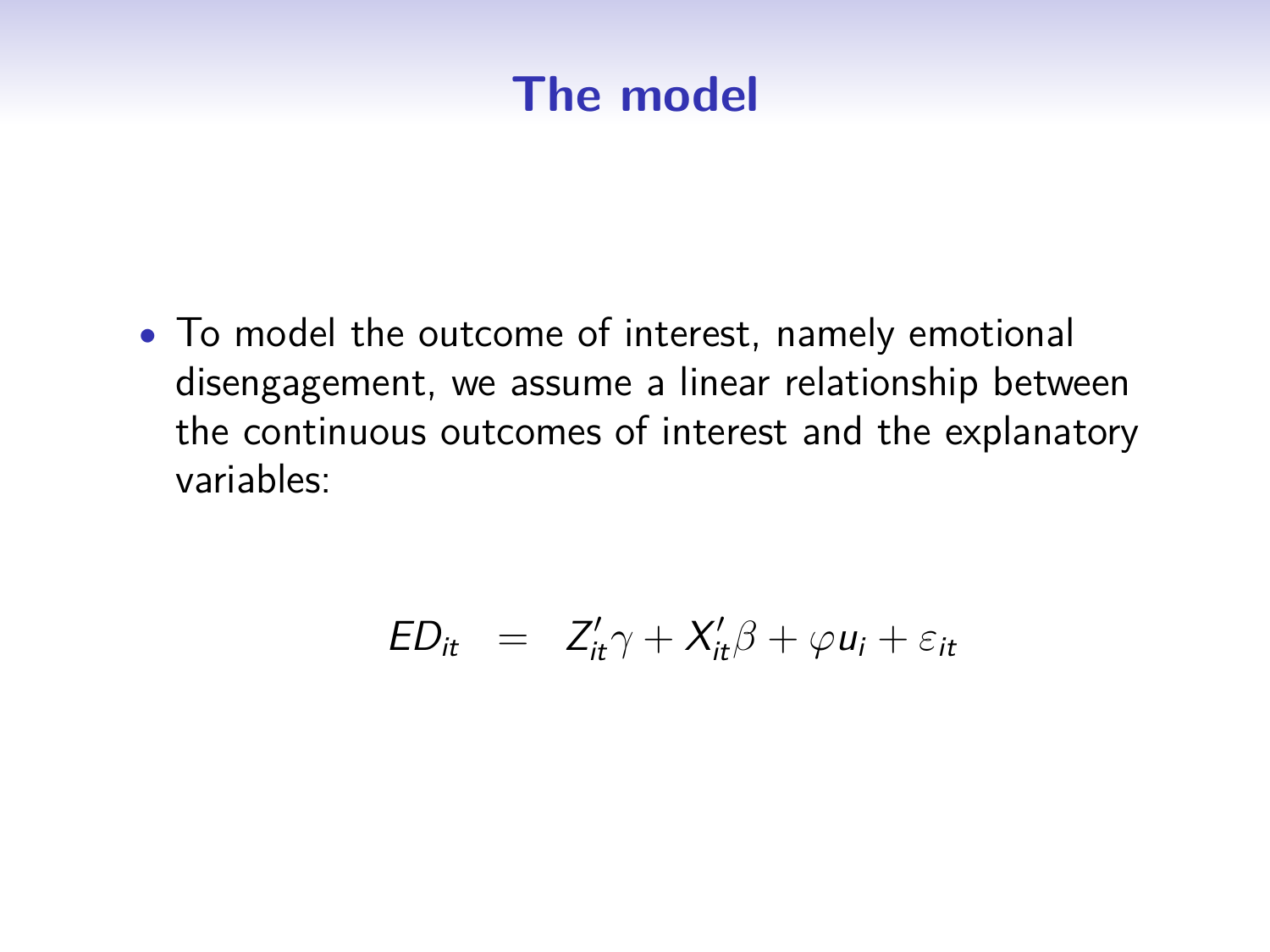# The model

- To model the outcome of interest, namely emotional disengagement, we assume a linear relationship between the continuous outcomes of interest and the explanatory variables:

$$ED_{it} \quad = \quad Z_{it}'\gamma + X_{it}'\beta + \varphi u_i + \varepsilon_{it}$$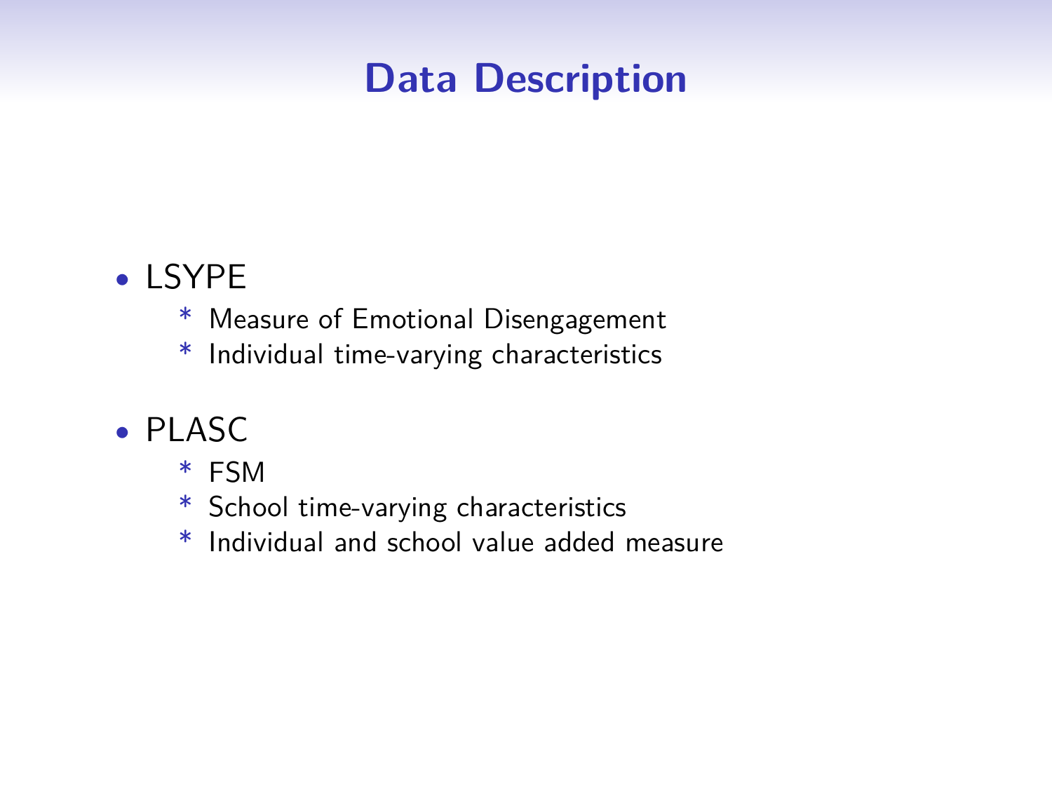# Data Description

- LSYPE
  - Measure of Emotional Disengagement
  - Individual time-varying characteristics
- PLASC
  - FSM
  - School time-varying characteristics
  - Individual and school value added measure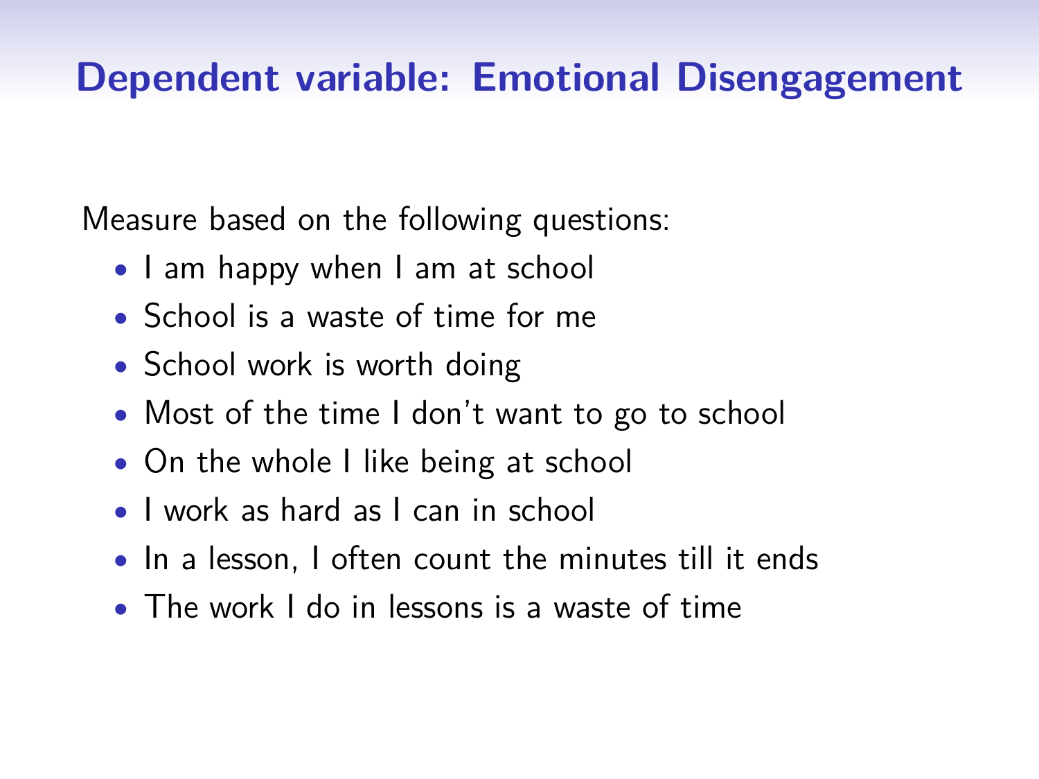# Dependent variable: Emotional Disengagement

Measure based on the following questions:

- I am happy when I am at school
- School is a waste of time for me
- School work is worth doing
- Most of the time I don't want to go to school
- On the whole I like being at school
- I work as hard as I can in school
- In a lesson, I often count the minutes till it ends
- The work I do in lessons is a waste of time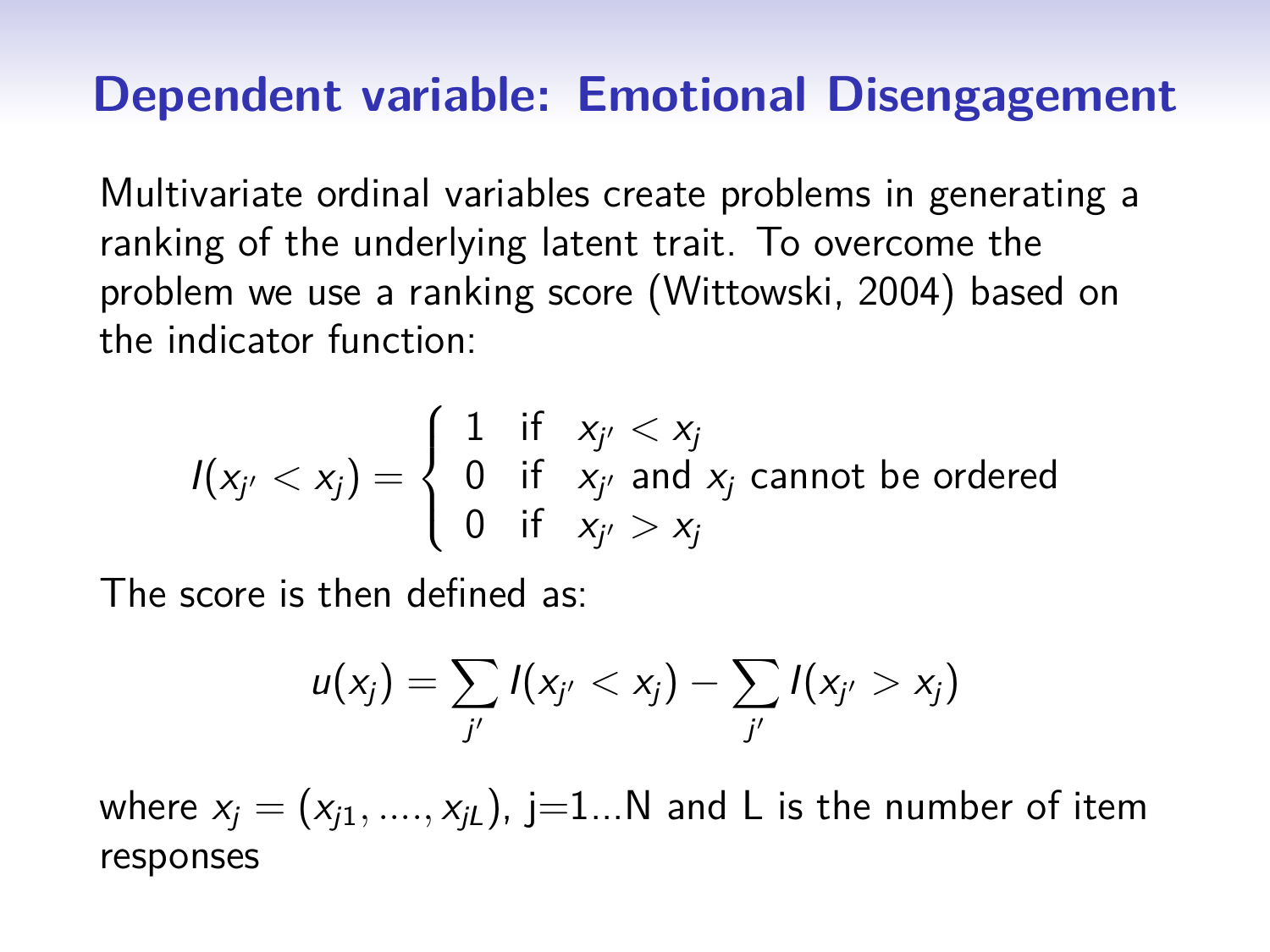# Dependent variable: Emotional Disengagement

Multivariate ordinal variables create problems in generating a ranking of the underlying latent trait. To overcome the problem we use a ranking score (Wittowski, 2004) based on the indicator function:

$$I(x_{j'} < x_j) = \begin{cases} 1 & \text{if} \quad x_{j'} < x_j \\ 0 & \text{if} \quad x_{j'} \text{ and } x_j \text{ cannot be ordered} \\ 0 & \text{if} \quad x_{j'} > x_j \end{cases}$$

The score is then defined as:

$$u(x_j) = \sum_{j'} I(x_{j'} < x_j) - \sum_{j'} I(x_{j'} > x_j)$$

where $x_j = (x_{j1}, ...., x_{jL})$, j=1...N and L is the number of item responses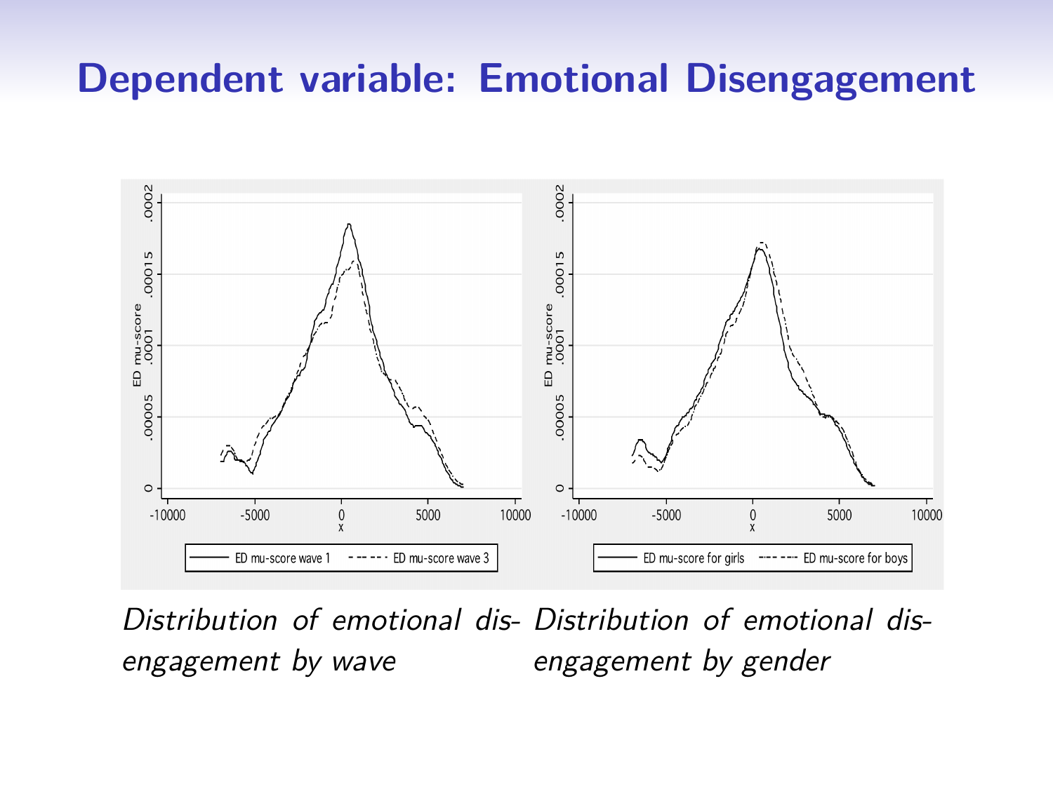# Dependent variable: Emotional Disengagement

*Distribution of emotional disengagement by wave*

*Distribution of emotional disengagement by gender*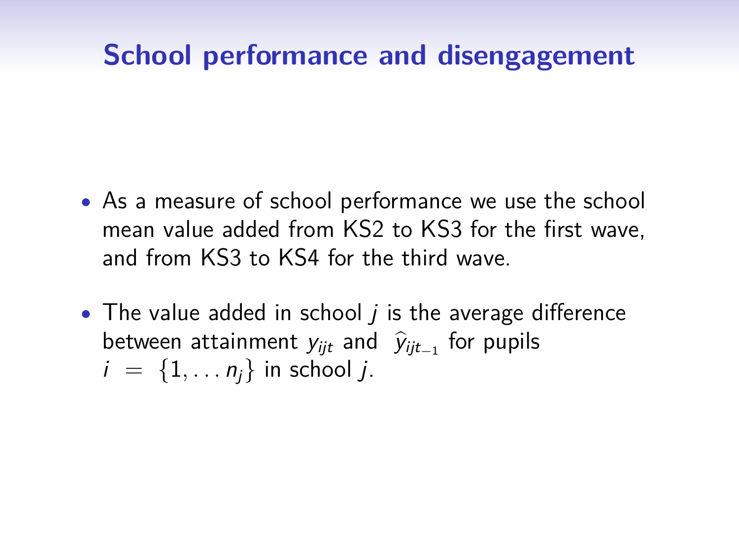# School performance and disengagement

- As a measure of school performance we use the school mean value added from KS2 to KS3 for the first wave, and from KS3 to KS4 for the third wave.

- The value added in school $j$ is the average difference between attainment $y_{ijt}$ and $\widehat{y}_{ijt_{-1}}$ for pupils $i = \{1, \ldots n_j\}$ in school $j$.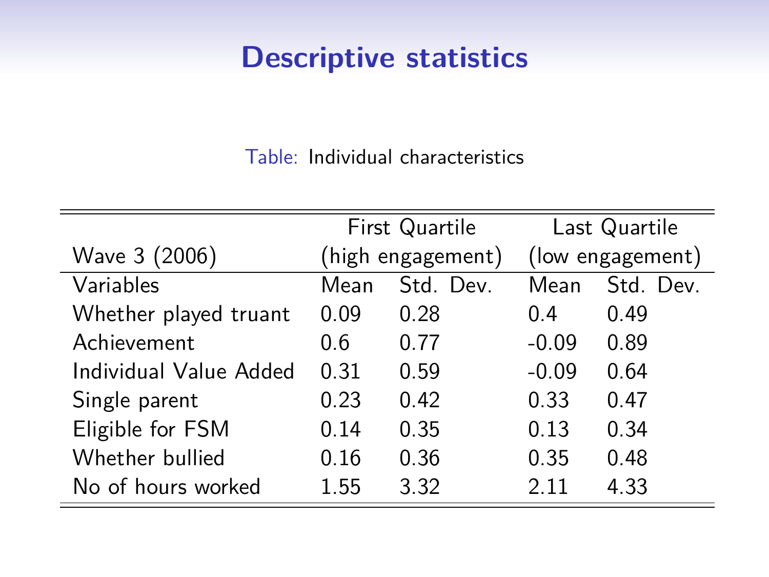# Descriptive statistics

Table: Individual characteristics

| Wave 3 (2006) | First Quartile (high engagement) | | Last Quartile (low engagement) | |
|---|---|---|---|---|
| Variables | Mean | Std. Dev. | Mean | Std. Dev. |
| Whether played truant | 0.09 | 0.28 | 0.4 | 0.49 |
| Achievement | 0.6 | 0.77 | -0.09 | 0.89 |
| Individual Value Added | 0.31 | 0.59 | -0.09 | 0.64 |
| Single parent | 0.23 | 0.42 | 0.33 | 0.47 |
| Eligible for FSM | 0.14 | 0.35 | 0.13 | 0.34 |
| Whether bullied | 0.16 | 0.36 | 0.35 | 0.48 |
| No of hours worked | 1.55 | 3.32 | 2.11 | 4.33 |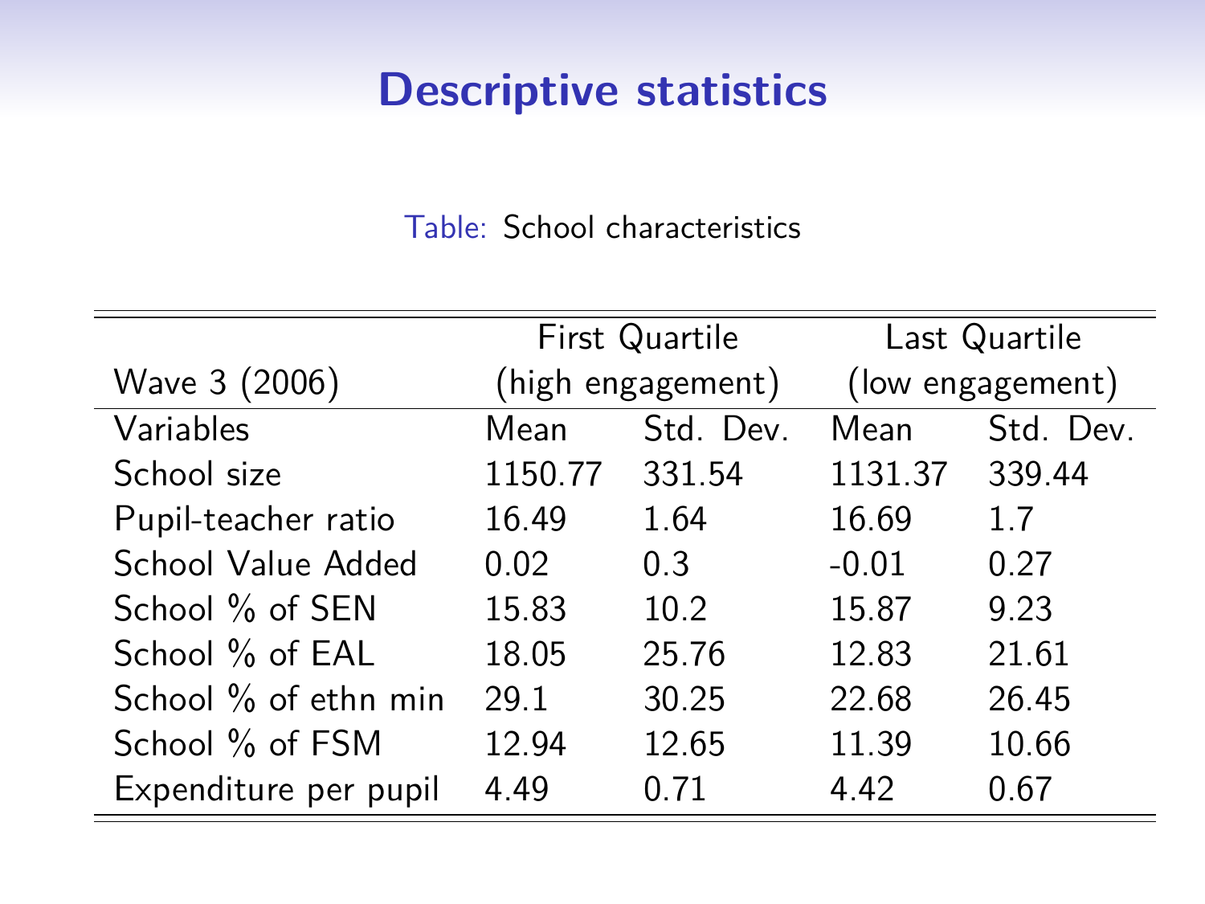# Descriptive statistics

Table: School characteristics

| Wave 3 (2006) | First Quartile (high engagement) | | Last Quartile (low engagement) | |
|---|---|---|---|---|
| Variables | Mean | Std. Dev. | Mean | Std. Dev. |
| School size | 1150.77 | 331.54 | 1131.37 | 339.44 |
| Pupil-teacher ratio | 16.49 | 1.64 | 16.69 | 1.7 |
| School Value Added | 0.02 | 0.3 | -0.01 | 0.27 |
| School % of SEN | 15.83 | 10.2 | 15.87 | 9.23 |
| School % of EAL | 18.05 | 25.76 | 12.83 | 21.61 |
| School % of ethn min | 29.1 | 30.25 | 22.68 | 26.45 |
| School % of FSM | 12.94 | 12.65 | 11.39 | 10.66 |
| Expenditure per pupil | 4.49 | 0.71 | 4.42 | 0.67 |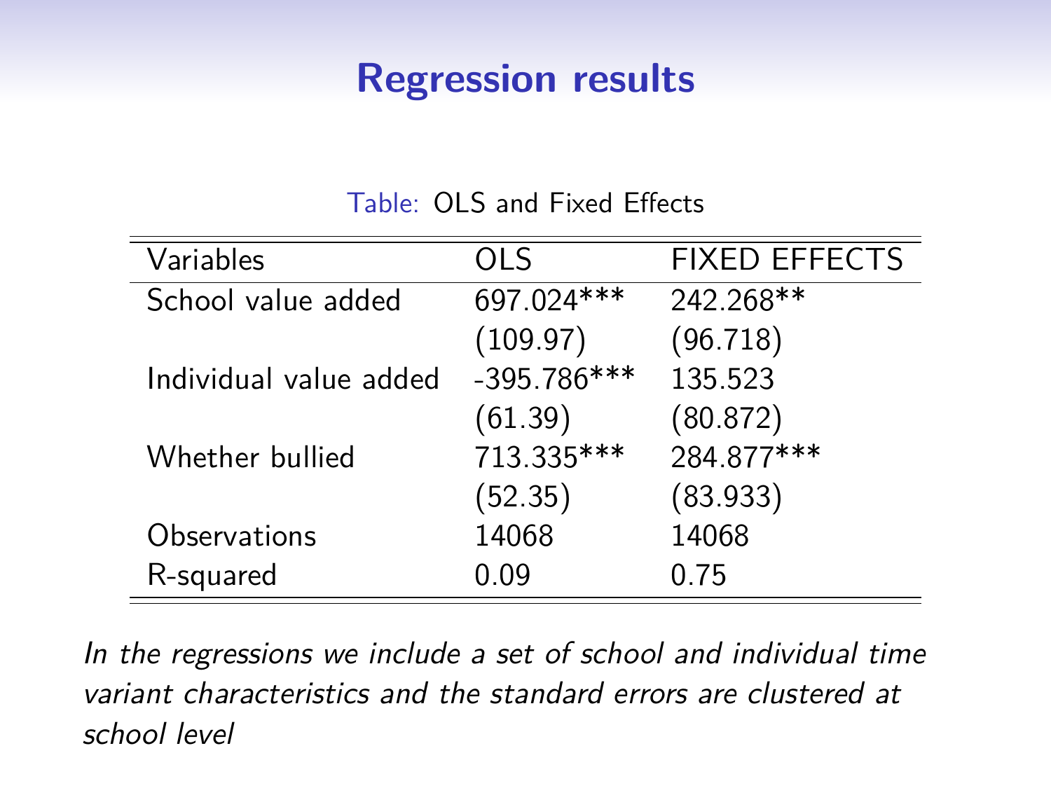# Regression results

Table: OLS and Fixed Effects

| Variables | OLS | FIXED EFFECTS |
|---|---|---|
| School value added | 697.024*** | 242.268** |
| | (109.97) | (96.718) |
| Individual value added | -395.786*** | 135.523 |
| | (61.39) | (80.872) |
| Whether bullied | 713.335*** | 284.877*** |
| | (52.35) | (83.933) |
| Observations | 14068 | 14068 |
| R-squared | 0.09 | 0.75 |

*In the regressions we include a set of school and individual time variant characteristics and the standard errors are clustered at school level*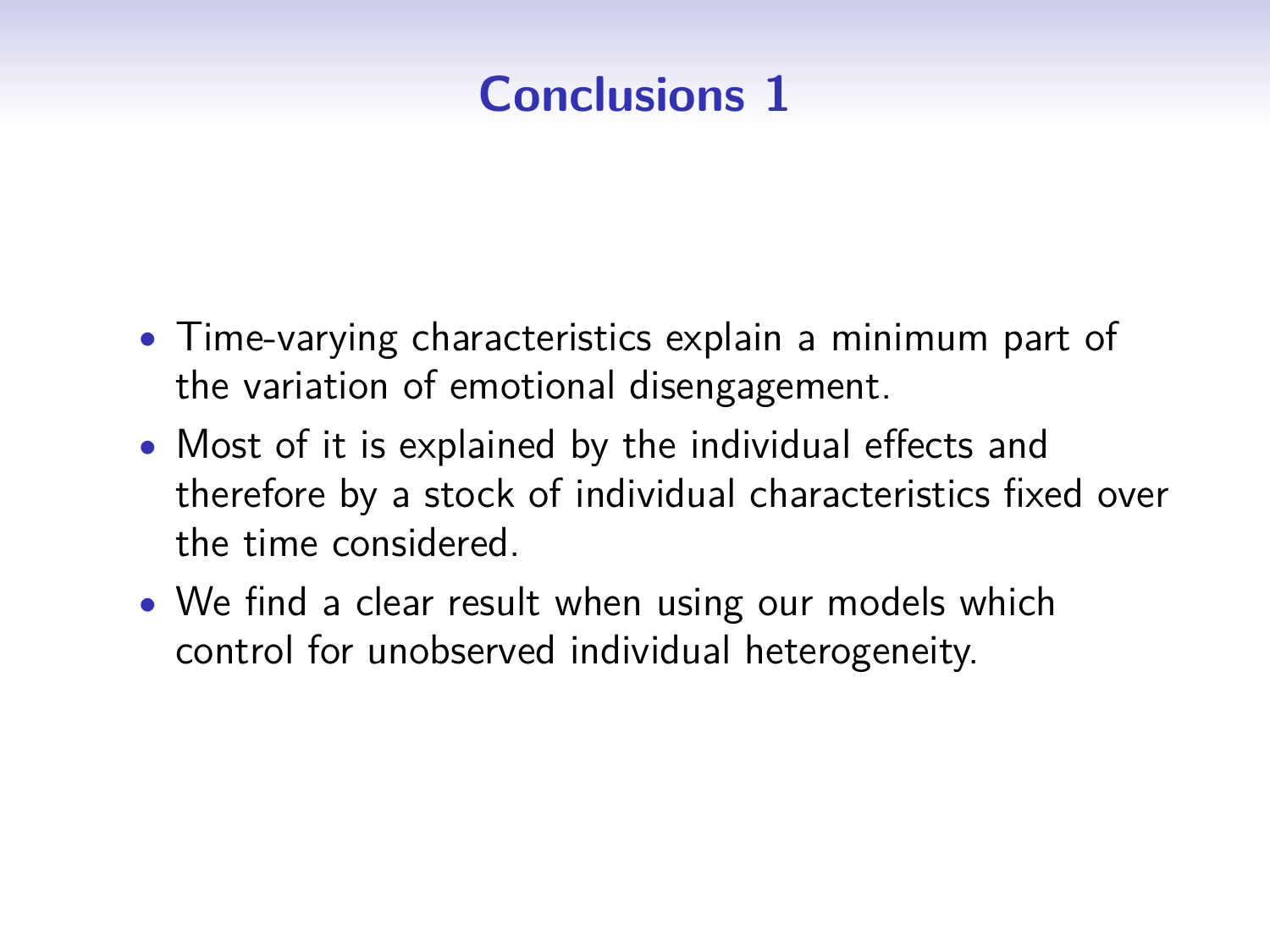# Conclusions 1

- Time-varying characteristics explain a minimum part of the variation of emotional disengagement.
- Most of it is explained by the individual effects and therefore by a stock of individual characteristics fixed over the time considered.
- We find a clear result when using our models which control for unobserved individual heterogeneity.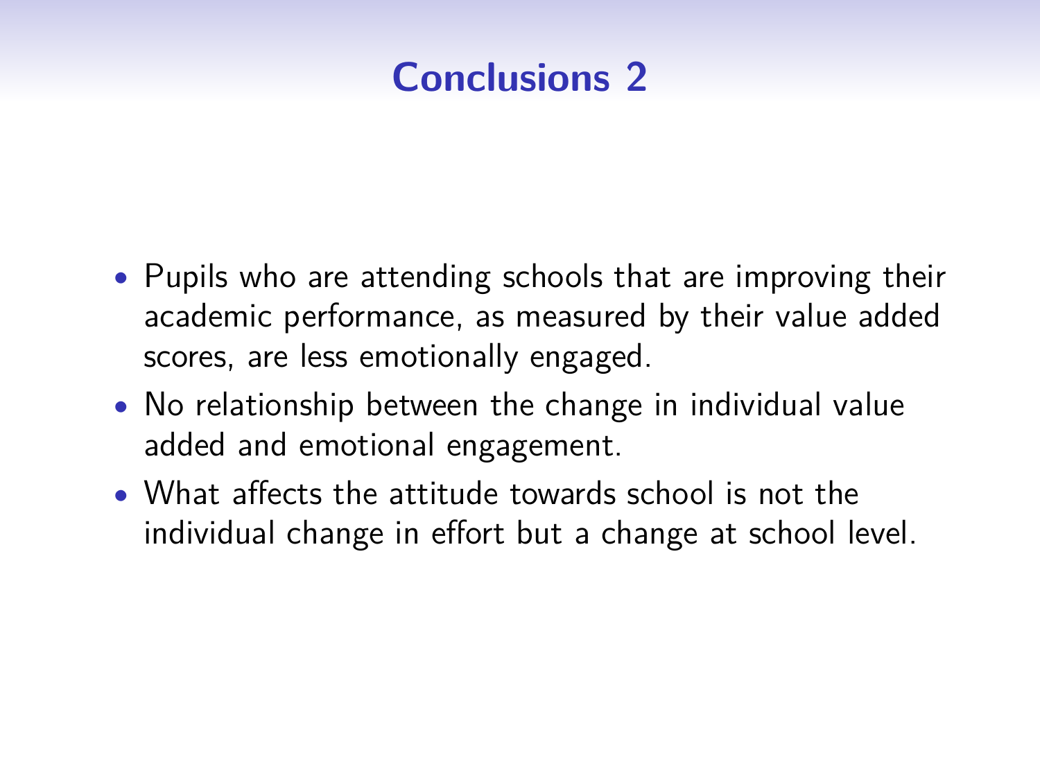# Conclusions 2

- Pupils who are attending schools that are improving their academic performance, as measured by their value added scores, are less emotionally engaged.
- No relationship between the change in individual value added and emotional engagement.
- What affects the attitude towards school is not the individual change in effort but a change at school level.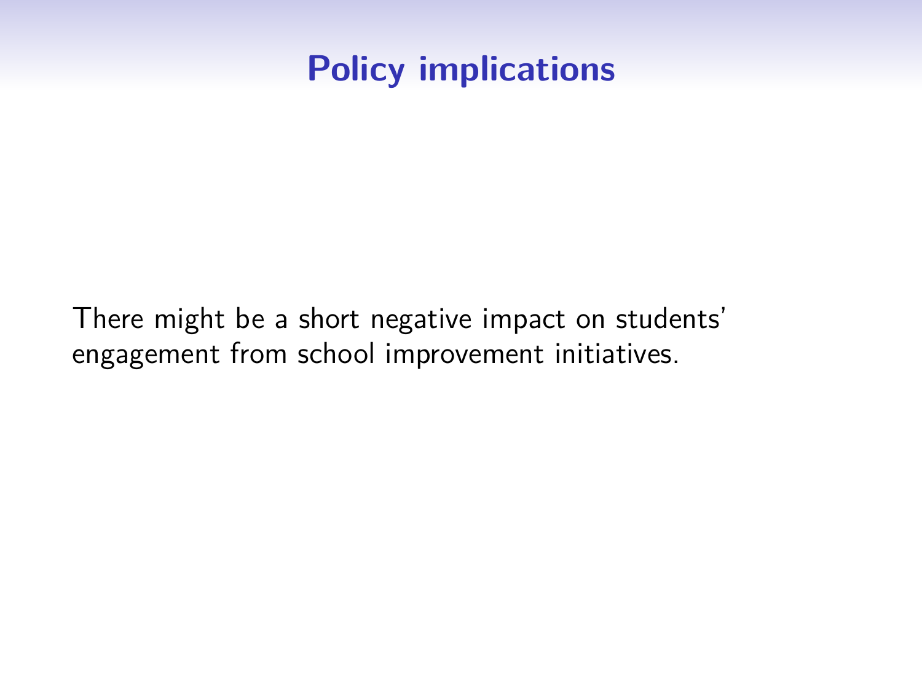# Policy implications

There might be a short negative impact on students' engagement from school improvement initiatives.